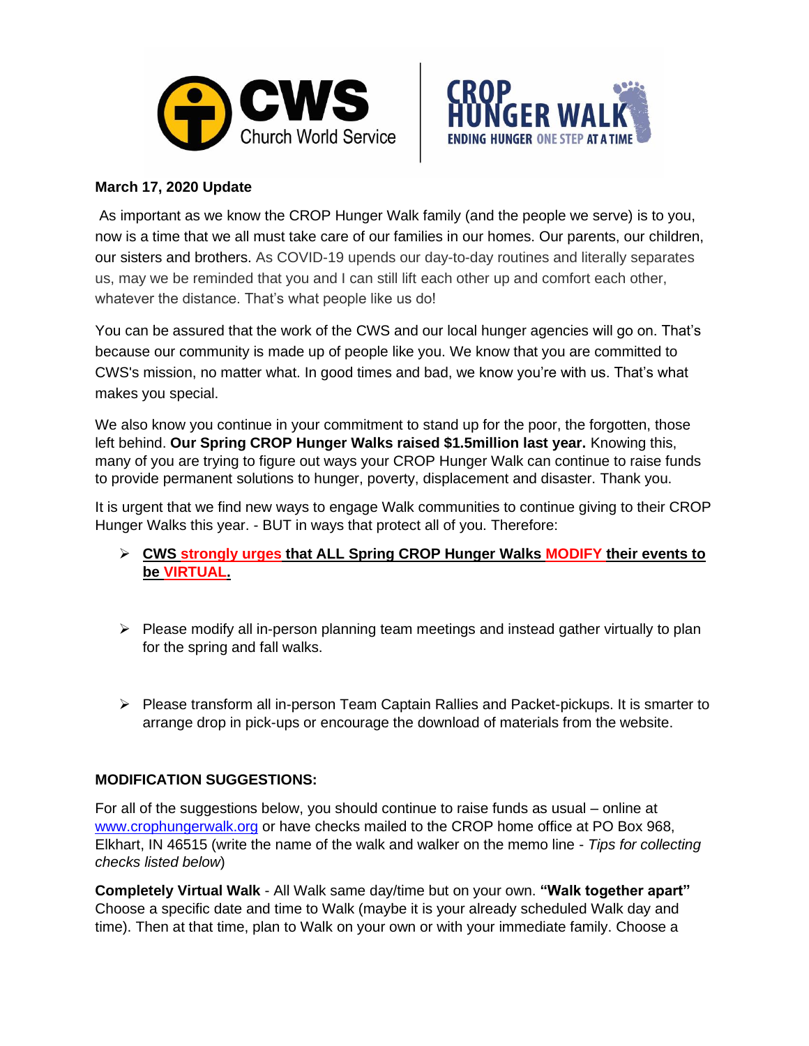**March 17, 2020 Update**

As important as we know the CROP Hunger Walk family (and the people we serve) is to you, now is a time that we all must take care of our families in our homes. Our parents, our children, our sisters and brothers. As COVID-19 upends our day-to-day routines and literally separates us, may we be reminded that you and I can still lift each other up and comfort each other, whatever the distance. That's what people like us do!

You can be assured that the work of the CWS and our local hunger agencies will go on. That's because our community is made up of people like you. We know that you are committed to CWS's mission, no matter what. In good times and bad, we know you're with us. That's what makes you special.

We also know you continue in your commitment to stand up for the poor, the forgotten, those left behind. **Our Spring CROP Hunger Walks raised $1.5million last year.** Knowing this, many of you are trying to figure out ways your CROP Hunger Walk can continue to raise funds to provide permanent solutions to hunger, poverty, displacement and disaster. Thank you.

It is urgent that we find new ways to engage Walk communities to continue giving to their CROP Hunger Walks this year. - BUT in ways that protect all of you. Therefore:

- **CWS strongly urges that ALL Spring CROP Hunger Walks MODIFY their events to be VIRTUAL.**
- Please modify all in-person planning team meetings and instead gather virtually to plan for the spring and fall walks.
- Please transform all in-person Team Captain Rallies and Packet-pickups. It is smarter to arrange drop in pick-ups or encourage the download of materials from the website.

**MODIFICATION SUGGESTIONS:**

For all of the suggestions below, you should continue to raise funds as usual – online at www.crophungerwalk.org or have checks mailed to the CROP home office at PO Box 968, Elkhart, IN 46515 (write the name of the walk and walker on the memo line - *Tips for collecting checks listed below*)

**Completely Virtual Walk** - All Walk same day/time but on your own. **"Walk together apart"** Choose a specific date and time to Walk (maybe it is your already scheduled Walk day and time). Then at that time, plan to Walk on your own or with your immediate family. Choose a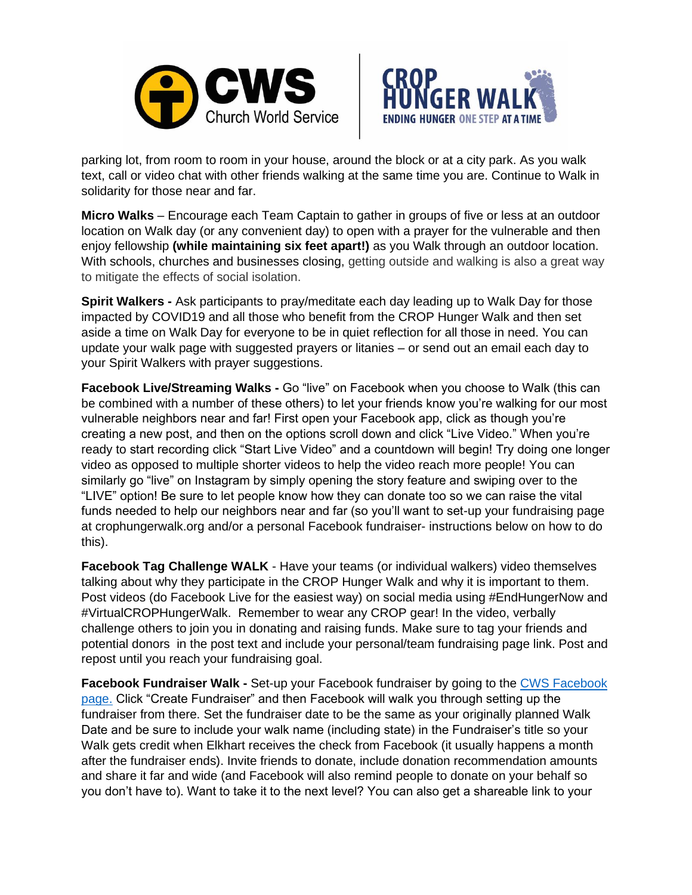parking lot, from room to room in your house, around the block or at a city park. As you walk text, call or video chat with other friends walking at the same time you are. Continue to Walk in solidarity for those near and far.

**Micro Walks** – Encourage each Team Captain to gather in groups of five or less at an outdoor location on Walk day (or any convenient day) to open with a prayer for the vulnerable and then enjoy fellowship **(while maintaining six feet apart!)** as you Walk through an outdoor location. With schools, churches and businesses closing, getting outside and walking is also a great way to mitigate the effects of social isolation.

**Spirit Walkers -** Ask participants to pray/meditate each day leading up to Walk Day for those impacted by COVID19 and all those who benefit from the CROP Hunger Walk and then set aside a time on Walk Day for everyone to be in quiet reflection for all those in need. You can update your walk page with suggested prayers or litanies – or send out an email each day to your Spirit Walkers with prayer suggestions.

**Facebook Live/Streaming Walks -** Go "live" on Facebook when you choose to Walk (this can be combined with a number of these others) to let your friends know you're walking for our most vulnerable neighbors near and far! First open your Facebook app, click as though you're creating a new post, and then on the options scroll down and click "Live Video." When you're ready to start recording click "Start Live Video" and a countdown will begin! Try doing one longer video as opposed to multiple shorter videos to help the video reach more people! You can similarly go "live" on Instagram by simply opening the story feature and swiping over to the "LIVE" option! Be sure to let people know how they can donate too so we can raise the vital funds needed to help our neighbors near and far (so you'll want to set-up your fundraising page at crophungerwalk.org and/or a personal Facebook fundraiser- instructions below on how to do this).

**Facebook Tag Challenge WALK** - Have your teams (or individual walkers) video themselves talking about why they participate in the CROP Hunger Walk and why it is important to them. Post videos (do Facebook Live for the easiest way) on social media using #EndHungerNow and #VirtualCROPHungerWalk. Remember to wear any CROP gear! In the video, verbally challenge others to join you in donating and raising funds. Make sure to tag your friends and potential donors in the post text and include your personal/team fundraising page link. Post and repost until you reach your fundraising goal.

**Facebook Fundraiser Walk -** Set-up your Facebook fundraiser by going to the [CWS Facebook page.](CWS Facebook page) Click "Create Fundraiser" and then Facebook will walk you through setting up the fundraiser from there. Set the fundraiser date to be the same as your originally planned Walk Date and be sure to include your walk name (including state) in the Fundraiser's title so your Walk gets credit when Elkhart receives the check from Facebook (it usually happens a month after the fundraiser ends). Invite friends to donate, include donation recommendation amounts and share it far and wide (and Facebook will also remind people to donate on your behalf so you don't have to). Want to take it to the next level? You can also get a shareable link to your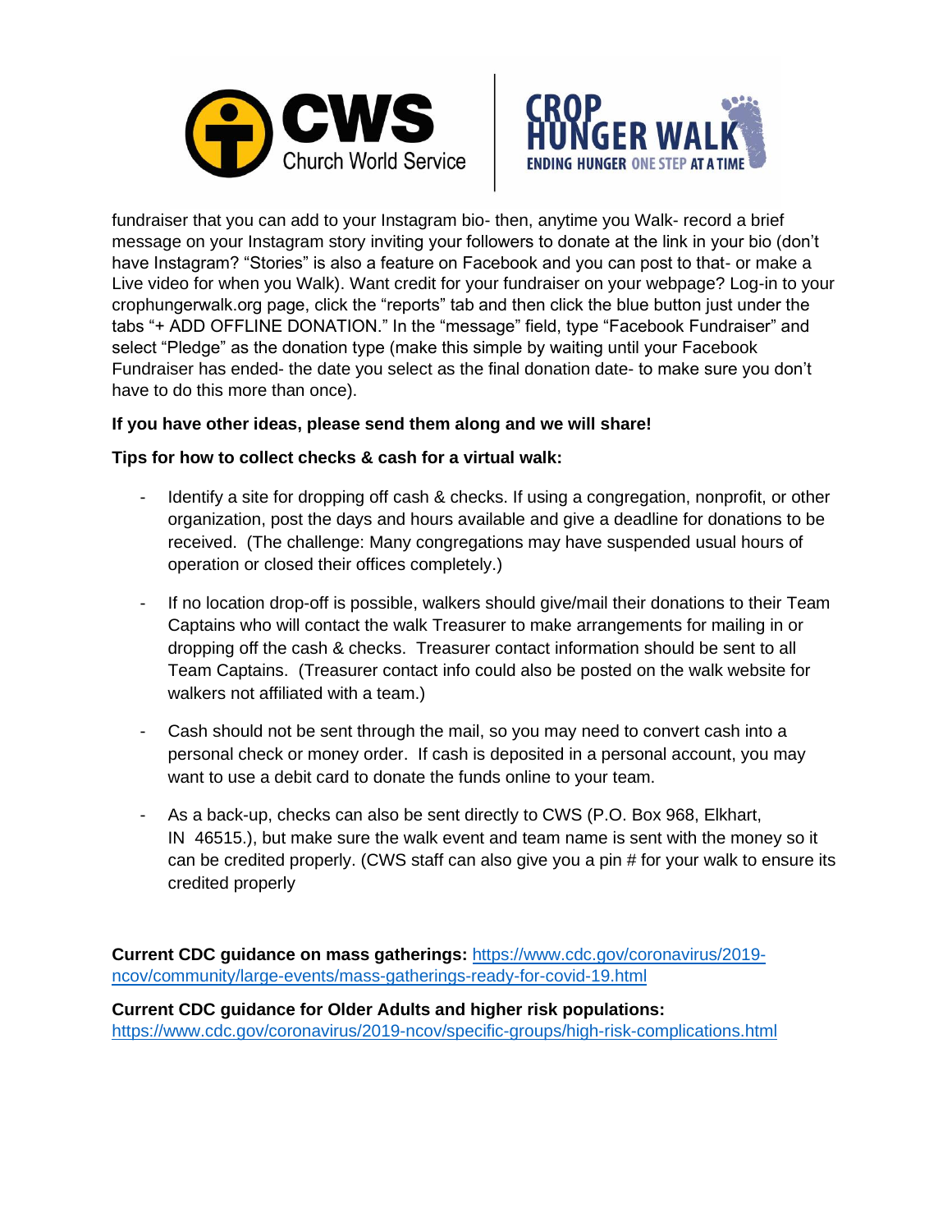fundraiser that you can add to your Instagram bio- then, anytime you Walk- record a brief message on your Instagram story inviting your followers to donate at the link in your bio (don't have Instagram? "Stories" is also a feature on Facebook and you can post to that- or make a Live video for when you Walk). Want credit for your fundraiser on your webpage? Log-in to your crophungerwalk.org page, click the "reports" tab and then click the blue button just under the tabs "+ ADD OFFLINE DONATION." In the "message" field, type "Facebook Fundraiser" and select "Pledge" as the donation type (make this simple by waiting until your Facebook Fundraiser has ended- the date you select as the final donation date- to make sure you don't have to do this more than once).

**If you have other ideas, please send them along and we will share!**

**Tips for how to collect checks & cash for a virtual walk:**

- Identify a site for dropping off cash & checks. If using a congregation, nonprofit, or other organization, post the days and hours available and give a deadline for donations to be received. (The challenge: Many congregations may have suspended usual hours of operation or closed their offices completely.)

- If no location drop-off is possible, walkers should give/mail their donations to their Team Captains who will contact the walk Treasurer to make arrangements for mailing in or dropping off the cash & checks. Treasurer contact information should be sent to all Team Captains. (Treasurer contact info could also be posted on the walk website for walkers not affiliated with a team.)

- Cash should not be sent through the mail, so you may need to convert cash into a personal check or money order. If cash is deposited in a personal account, you may want to use a debit card to donate the funds online to your team.

- As a back-up, checks can also be sent directly to CWS (P.O. Box 968, Elkhart, IN 46515.), but make sure the walk event and team name is sent with the money so it can be credited properly. (CWS staff can also give you a pin # for your walk to ensure its credited properly

**Current CDC guidance on mass gatherings:** https://www.cdc.gov/coronavirus/2019-ncov/community/large-events/mass-gatherings-ready-for-covid-19.html

**Current CDC guidance for Older Adults and higher risk populations:** https://www.cdc.gov/coronavirus/2019-ncov/specific-groups/high-risk-complications.html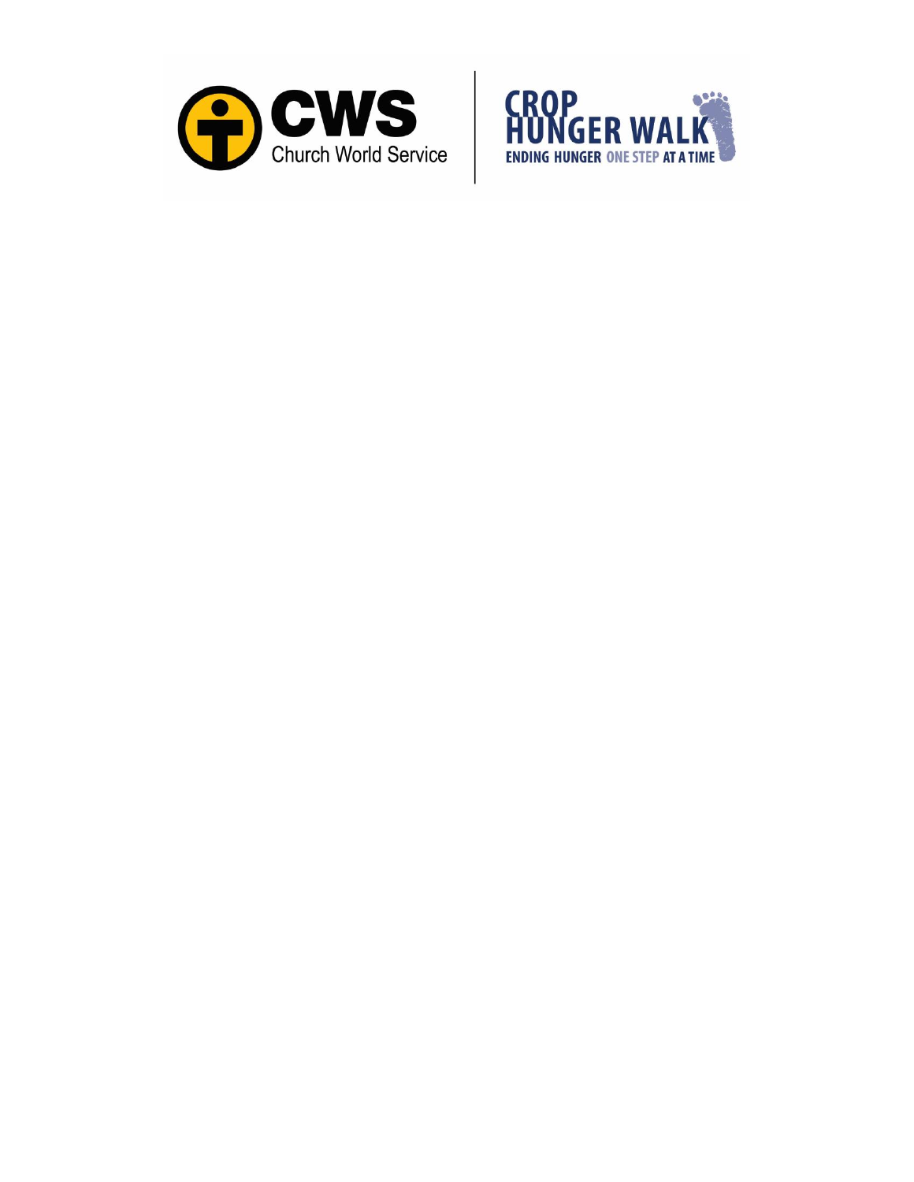CWS Church World Service

CROP HUNGER WALK

ENDING HUNGER ONE STEP AT A TIME